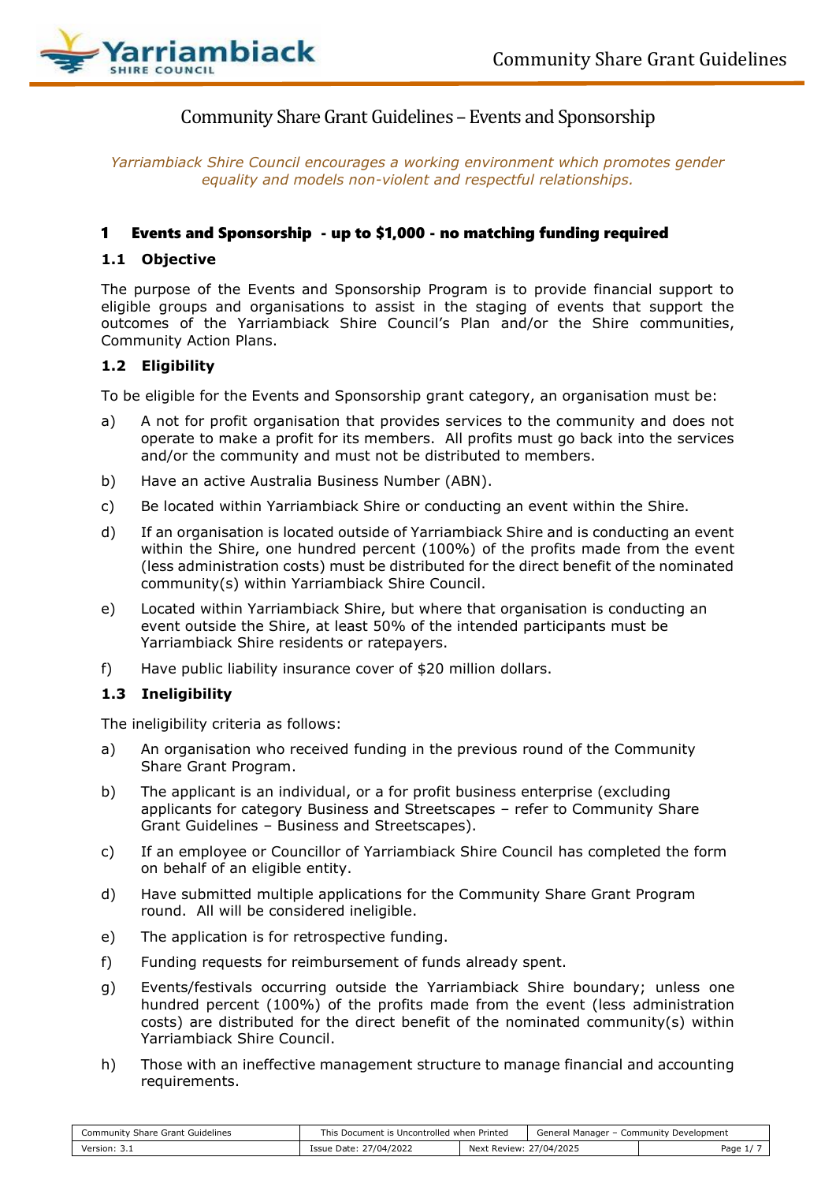# Community Share Grant Guidelines – Events and Sponsorship

*Yarriambiack Shire Council encourages a working environment which promotes gender equality and models non-violent and respectful relationships.*

## 1 Events and Sponsorship - up to $1,000 - no matching funding required

### 1.1 Objective

The purpose of the Events and Sponsorship Program is to provide financial support to eligible groups and organisations to assist in the staging of events that support the outcomes of the Yarriambiack Shire Council's Plan and/or the Shire communities, Community Action Plans.

### 1.2 Eligibility

To be eligible for the Events and Sponsorship grant category, an organisation must be:

a) A not for profit organisation that provides services to the community and does not operate to make a profit for its members. All profits must go back into the services and/or the community and must not be distributed to members.

b) Have an active Australia Business Number (ABN).

c) Be located within Yarriambiack Shire or conducting an event within the Shire.

d) If an organisation is located outside of Yarriambiack Shire and is conducting an event within the Shire, one hundred percent (100%) of the profits made from the event (less administration costs) must be distributed for the direct benefit of the nominated community(s) within Yarriambiack Shire Council.

e) Located within Yarriambiack Shire, but where that organisation is conducting an event outside the Shire, at least 50% of the intended participants must be Yarriambiack Shire residents or ratepayers.

f) Have public liability insurance cover of $20 million dollars.

### 1.3 Ineligibility

The ineligibility criteria as follows:

a) An organisation who received funding in the previous round of the Community Share Grant Program.

b) The applicant is an individual, or a for profit business enterprise (excluding applicants for category Business and Streetscapes – refer to Community Share Grant Guidelines – Business and Streetscapes).

c) If an employee or Councillor of Yarriambiack Shire Council has completed the form on behalf of an eligible entity.

d) Have submitted multiple applications for the Community Share Grant Program round. All will be considered ineligible.

e) The application is for retrospective funding.

f) Funding requests for reimbursement of funds already spent.

g) Events/festivals occurring outside the Yarriambiack Shire boundary; unless one hundred percent (100%) of the profits made from the event (less administration costs) are distributed for the direct benefit of the nominated community(s) within Yarriambiack Shire Council.

h) Those with an ineffective management structure to manage financial and accounting requirements.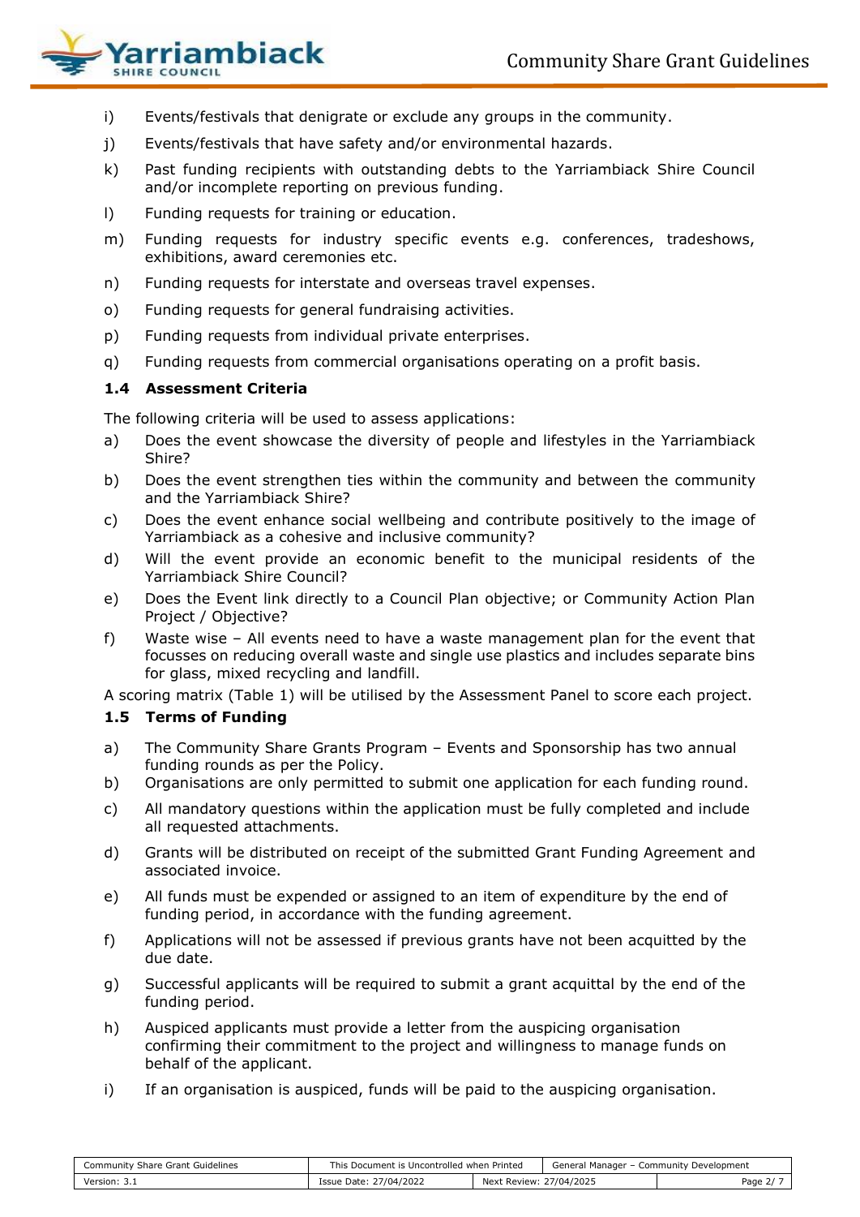i) Events/festivals that denigrate or exclude any groups in the community.

j) Events/festivals that have safety and/or environmental hazards.

k) Past funding recipients with outstanding debts to the Yarriambiack Shire Council and/or incomplete reporting on previous funding.

l) Funding requests for training or education.

m) Funding requests for industry specific events e.g. conferences, tradeshows, exhibitions, award ceremonies etc.

n) Funding requests for interstate and overseas travel expenses.

o) Funding requests for general fundraising activities.

p) Funding requests from individual private enterprises.

q) Funding requests from commercial organisations operating on a profit basis.

### 1.4 Assessment Criteria

The following criteria will be used to assess applications:

a) Does the event showcase the diversity of people and lifestyles in the Yarriambiack Shire?

b) Does the event strengthen ties within the community and between the community and the Yarriambiack Shire?

c) Does the event enhance social wellbeing and contribute positively to the image of Yarriambiack as a cohesive and inclusive community?

d) Will the event provide an economic benefit to the municipal residents of the Yarriambiack Shire Council?

e) Does the Event link directly to a Council Plan objective; or Community Action Plan Project / Objective?

f) Waste wise – All events need to have a waste management plan for the event that focusses on reducing overall waste and single use plastics and includes separate bins for glass, mixed recycling and landfill.

A scoring matrix (Table 1) will be utilised by the Assessment Panel to score each project.

### 1.5 Terms of Funding

a) The Community Share Grants Program – Events and Sponsorship has two annual funding rounds as per the Policy.

b) Organisations are only permitted to submit one application for each funding round.

c) All mandatory questions within the application must be fully completed and include all requested attachments.

d) Grants will be distributed on receipt of the submitted Grant Funding Agreement and associated invoice.

e) All funds must be expended or assigned to an item of expenditure by the end of funding period, in accordance with the funding agreement.

f) Applications will not be assessed if previous grants have not been acquitted by the due date.

g) Successful applicants will be required to submit a grant acquittal by the end of the funding period.

h) Auspiced applicants must provide a letter from the auspicing organisation confirming their commitment to the project and willingness to manage funds on behalf of the applicant.

i) If an organisation is auspiced, funds will be paid to the auspicing organisation.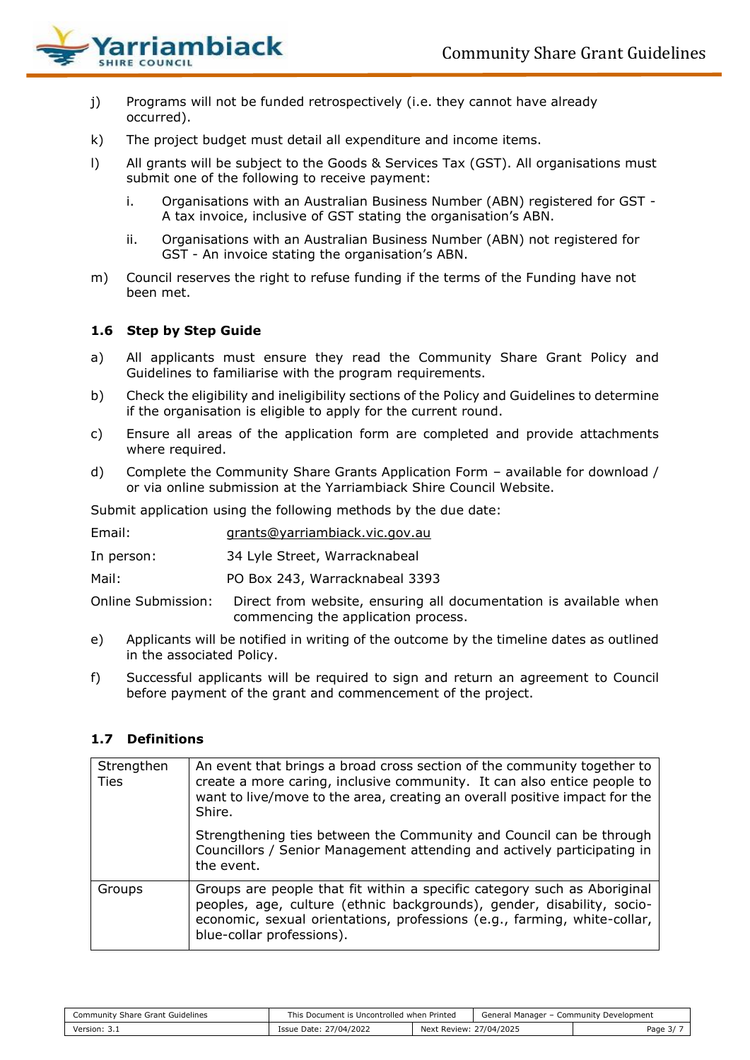j) Programs will not be funded retrospectively (i.e. they cannot have already occurred).

k) The project budget must detail all expenditure and income items.

l) All grants will be subject to the Goods & Services Tax (GST). All organisations must submit one of the following to receive payment:

   i. Organisations with an Australian Business Number (ABN) registered for GST - A tax invoice, inclusive of GST stating the organisation's ABN.

   ii. Organisations with an Australian Business Number (ABN) not registered for GST - An invoice stating the organisation's ABN.

m) Council reserves the right to refuse funding if the terms of the Funding have not been met.

### 1.6 Step by Step Guide

a) All applicants must ensure they read the Community Share Grant Policy and Guidelines to familiarise with the program requirements.

b) Check the eligibility and ineligibility sections of the Policy and Guidelines to determine if the organisation is eligible to apply for the current round.

c) Ensure all areas of the application form are completed and provide attachments where required.

d) Complete the Community Share Grants Application Form – available for download / or via online submission at the Yarriambiack Shire Council Website.

Submit application using the following methods by the due date:

Email: grants@yarriambiack.vic.gov.au

In person: 34 Lyle Street, Warracknabeal

Mail: PO Box 243, Warracknabeal 3393

Online Submission: Direct from website, ensuring all documentation is available when commencing the application process.

e) Applicants will be notified in writing of the outcome by the timeline dates as outlined in the associated Policy.

f) Successful applicants will be required to sign and return an agreement to Council before payment of the grant and commencement of the project.

### 1.7 Definitions

| | |
|---|---|
| Strengthen Ties | An event that brings a broad cross section of the community together to create a more caring, inclusive community. It can also entice people to want to live/move to the area, creating an overall positive impact for the Shire.<br><br>Strengthening ties between the Community and Council can be through Councillors / Senior Management attending and actively participating in the event. |
| Groups | Groups are people that fit within a specific category such as Aboriginal peoples, age, culture (ethnic backgrounds), gender, disability, socio-economic, sexual orientations, professions (e.g., farming, white-collar, blue-collar professions). |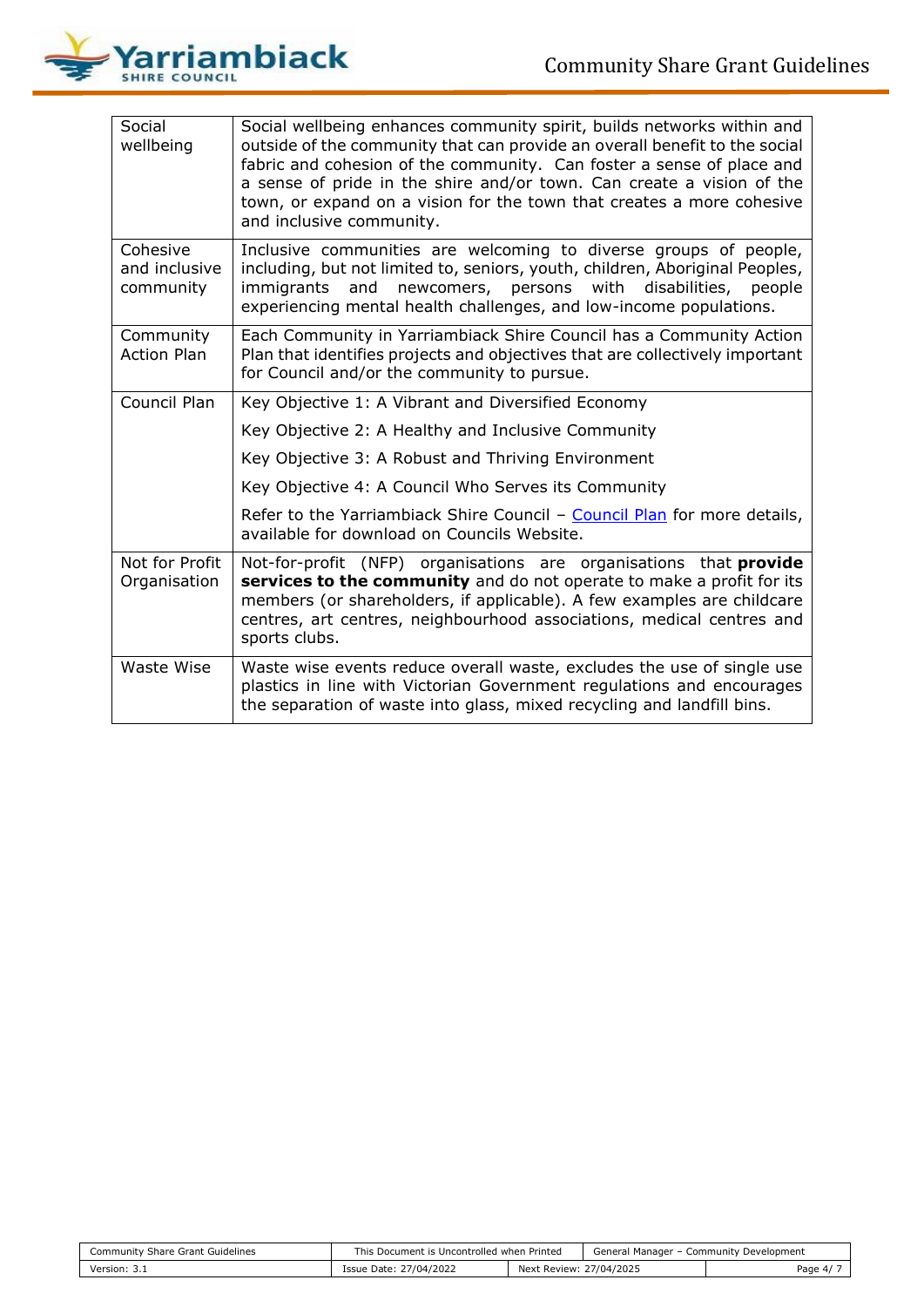| | |
|---|---|
| Social wellbeing | Social wellbeing enhances community spirit, builds networks within and outside of the community that can provide an overall benefit to the social fabric and cohesion of the community. Can foster a sense of place and a sense of pride in the shire and/or town. Can create a vision of the town, or expand on a vision for the town that creates a more cohesive and inclusive community. |
| Cohesive and inclusive community | Inclusive communities are welcoming to diverse groups of people, including, but not limited to, seniors, youth, children, Aboriginal Peoples, immigrants and newcomers, persons with disabilities, people experiencing mental health challenges, and low-income populations. |
| Community Action Plan | Each Community in Yarriambiack Shire Council has a Community Action Plan that identifies projects and objectives that are collectively important for Council and/or the community to pursue. |
| Council Plan | Key Objective 1: A Vibrant and Diversified Economy<br>Key Objective 2: A Healthy and Inclusive Community<br>Key Objective 3: A Robust and Thriving Environment<br>Key Objective 4: A Council Who Serves its Community<br>Refer to the Yarriambiack Shire Council – Council Plan for more details, available for download on Councils Website. |
| Not for Profit Organisation | Not-for-profit (NFP) organisations are organisations that **provide services to the community** and do not operate to make a profit for its members (or shareholders, if applicable). A few examples are childcare centres, art centres, neighbourhood associations, medical centres and sports clubs. |
| Waste Wise | Waste wise events reduce overall waste, excludes the use of single use plastics in line with Victorian Government regulations and encourages the separation of waste into glass, mixed recycling and landfill bins. |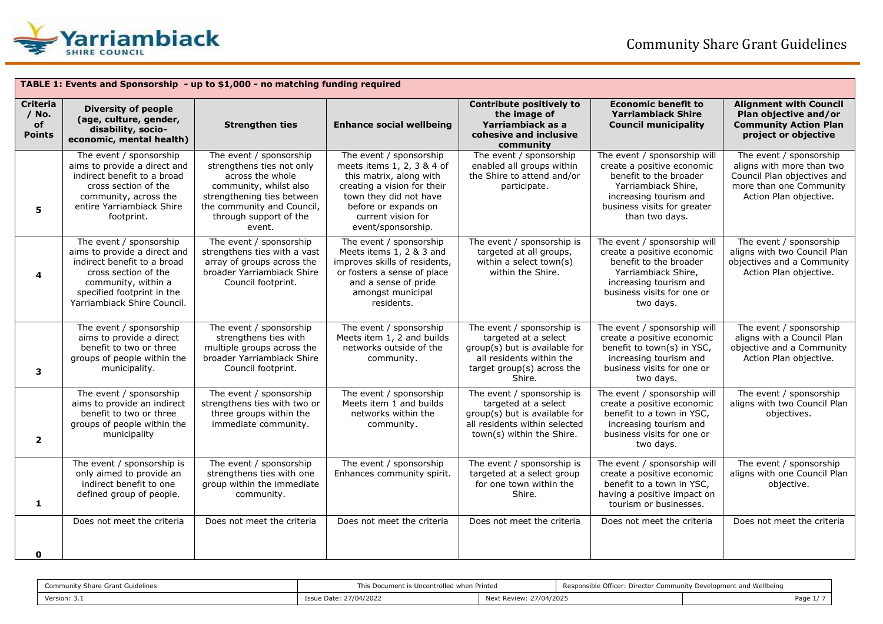**TABLE 1: Events and Sponsorship - up to $1,000 - no matching funding required**

| Criteria / No. of Points | Diversity of people (age, culture, gender, disability, socio-economic, mental health) | Strengthen ties | Enhance social wellbeing | Contribute positively to the image of Yarriambiack as a cohesive and inclusive community | Economic benefit to Yarriambiack Shire Council municipality | Alignment with Council Plan objective and/or Community Action Plan project or objective |
|---|---|---|---|---|---|---|
| **5** | The event / sponsorship aims to provide a direct and indirect benefit to a broad cross section of the community, across the entire Yarriambiack Shire footprint. | The event / sponsorship strengthens ties not only across the whole community, whilst also strengthening ties between the community and Council, through support of the event. | The event / sponsorship meets items 1, 2, 3 & 4 of this matrix, along with creating a vision for their town they did not have before or expands on current vision for event/sponsorship. | The event / sponsorship enabled all groups within the Shire to attend and/or participate. | The event / sponsorship will create a positive economic benefit to the broader Yarriambiack Shire, increasing tourism and business visits for greater than two days. | The event / sponsorship aligns with more than two Council Plan objectives and more than one Community Action Plan objective. |
| **4** | The event / sponsorship aims to provide a direct and indirect benefit to a broad cross section of the community, within a specified footprint in the Yarriambiack Shire Council. | The event / sponsorship strengthens ties with a vast array of groups across the broader Yarriambiack Shire Council footprint. | The event / sponsorship Meets items 1, 2 & 3 and improves skills of residents, or fosters a sense of place and a sense of pride amongst municipal residents. | The event / sponsorship is targeted at all groups, within a select town(s) within the Shire. | The event / sponsorship will create a positive economic benefit to the broader Yarriambiack Shire, increasing tourism and business visits for one or two days. | The event / sponsorship aligns with two Council Plan objectives and a Community Action Plan objective. |
| **3** | The event / sponsorship aims to provide a direct benefit to two or three groups of people within the municipality. | The event / sponsorship strengthens ties with multiple groups across the broader Yarriambiack Shire Council footprint. | The event / sponsorship Meets item 1, 2 and builds networks outside of the community. | The event / sponsorship is targeted at a select group(s) but is available for all residents within the target group(s) across the Shire. | The event / sponsorship will create a positive economic benefit to town(s) in YSC, increasing tourism and business visits for one or two days. | The event / sponsorship aligns with a Council Plan objective and a Community Action Plan objective. |
| **2** | The event / sponsorship aims to provide an indirect benefit to two or three groups of people within the municipality | The event / sponsorship strengthens ties with two or three groups within the immediate community. | The event / sponsorship Meets item 1 and builds networks within the community. | The event / sponsorship is targeted at a select group(s) but is available for all residents within selected town(s) within the Shire. | The event / sponsorship will create a positive economic benefit to a town in YSC, increasing tourism and business visits for one or two days. | The event / sponsorship aligns with two Council Plan objectives. |
| **1** | The event / sponsorship is only aimed to provide an indirect benefit to one defined group of people. | The event / sponsorship strengthens ties with one group within the immediate community. | The event / sponsorship Enhances community spirit. | The event / sponsorship is targeted at a select group for one town within the Shire. | The event / sponsorship will create a positive economic benefit to a town in YSC, having a positive impact on tourism or businesses. | The event / sponsorship aligns with one Council Plan objective. |
| **0** | Does not meet the criteria | Does not meet the criteria | Does not meet the criteria | Does not meet the criteria | Does not meet the criteria | Does not meet the criteria |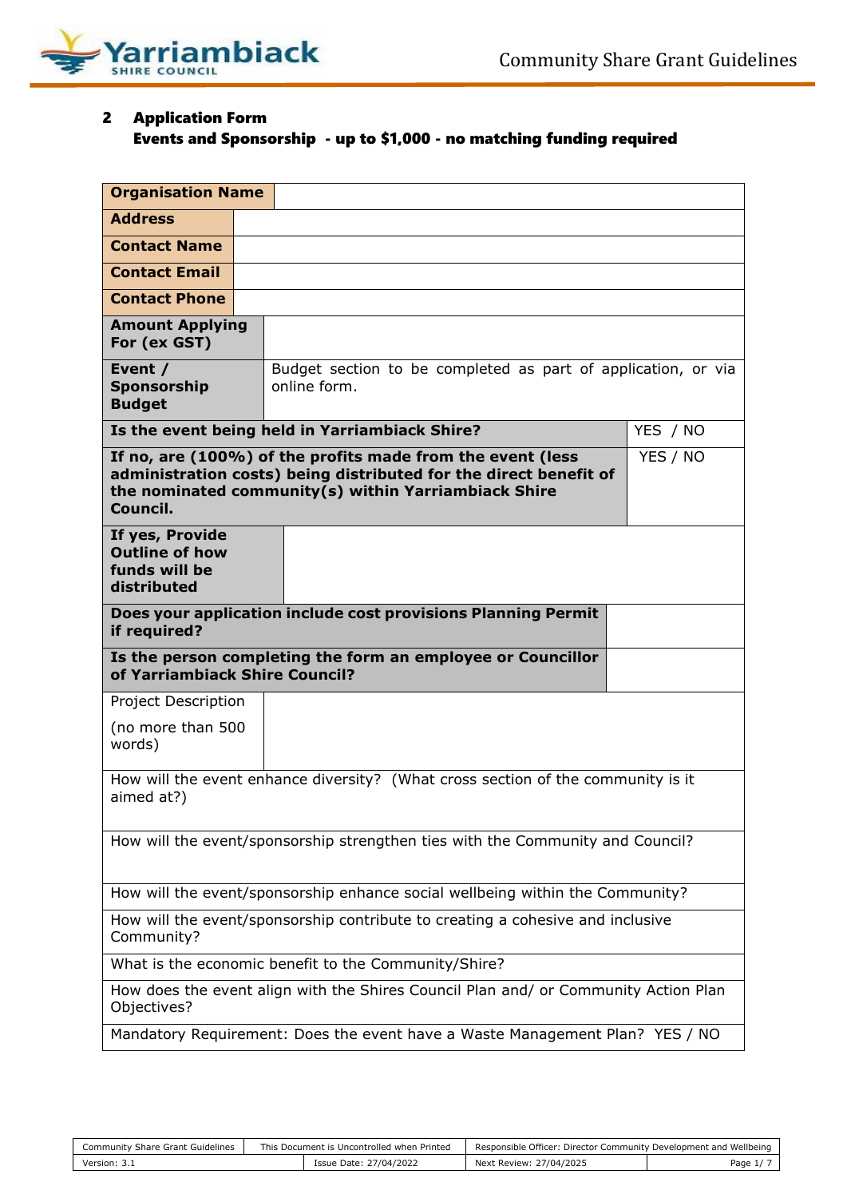## 2 Application Form

**Events and Sponsorship - up to $1,000 - no matching funding required**

| | | |
|---|---|---|
| **Organisation Name** | | |
| **Address** | | |
| **Contact Name** | | |
| **Contact Email** | | |
| **Contact Phone** | | |
| **Amount Applying For (ex GST)** | | |
| **Event / Sponsorship Budget** | Budget section to be completed as part of application, or via online form. | |
| **Is the event being held in Yarriambiack Shire?** | | YES / NO |
| **If no, are (100%) of the profits made from the event (less administration costs) being distributed for the direct benefit of the nominated community(s) within Yarriambiack Shire Council.** | | YES / NO |
| **If yes, Provide Outline of how funds will be distributed** | | |
| **Does your application include cost provisions Planning Permit if required?** | | |
| **Is the person completing the form an employee or Councillor of Yarriambiack Shire Council?** | | |
| Project Description (no more than 500 words) | | |
| How will the event enhance diversity? (What cross section of the community is it aimed at?) | | |
| How will the event/sponsorship strengthen ties with the Community and Council? | | |
| How will the event/sponsorship enhance social wellbeing within the Community? | | |
| How will the event/sponsorship contribute to creating a cohesive and inclusive Community? | | |
| What is the economic benefit to the Community/Shire? | | |
| How does the event align with the Shires Council Plan and/ or Community Action Plan Objectives? | | |
| Mandatory Requirement: Does the event have a Waste Management Plan? YES / NO | | |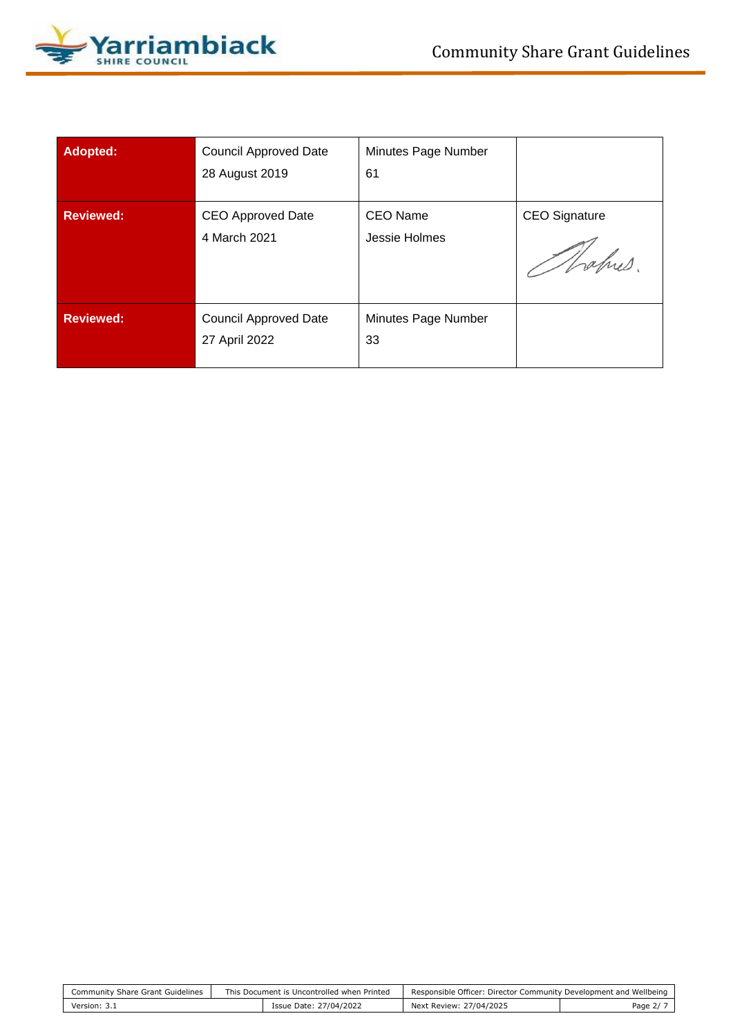| | | | |
|---|---|---|---|
| **Adopted:** | Council Approved Date<br>28 August 2019 | Minutes Page Number<br>61 | |
| **Reviewed:** | CEO Approved Date<br>4 March 2021 | CEO Name<br>Jessie Holmes | CEO Signature |
| **Reviewed:** | Council Approved Date<br>27 April 2022 | Minutes Page Number<br>33 | |